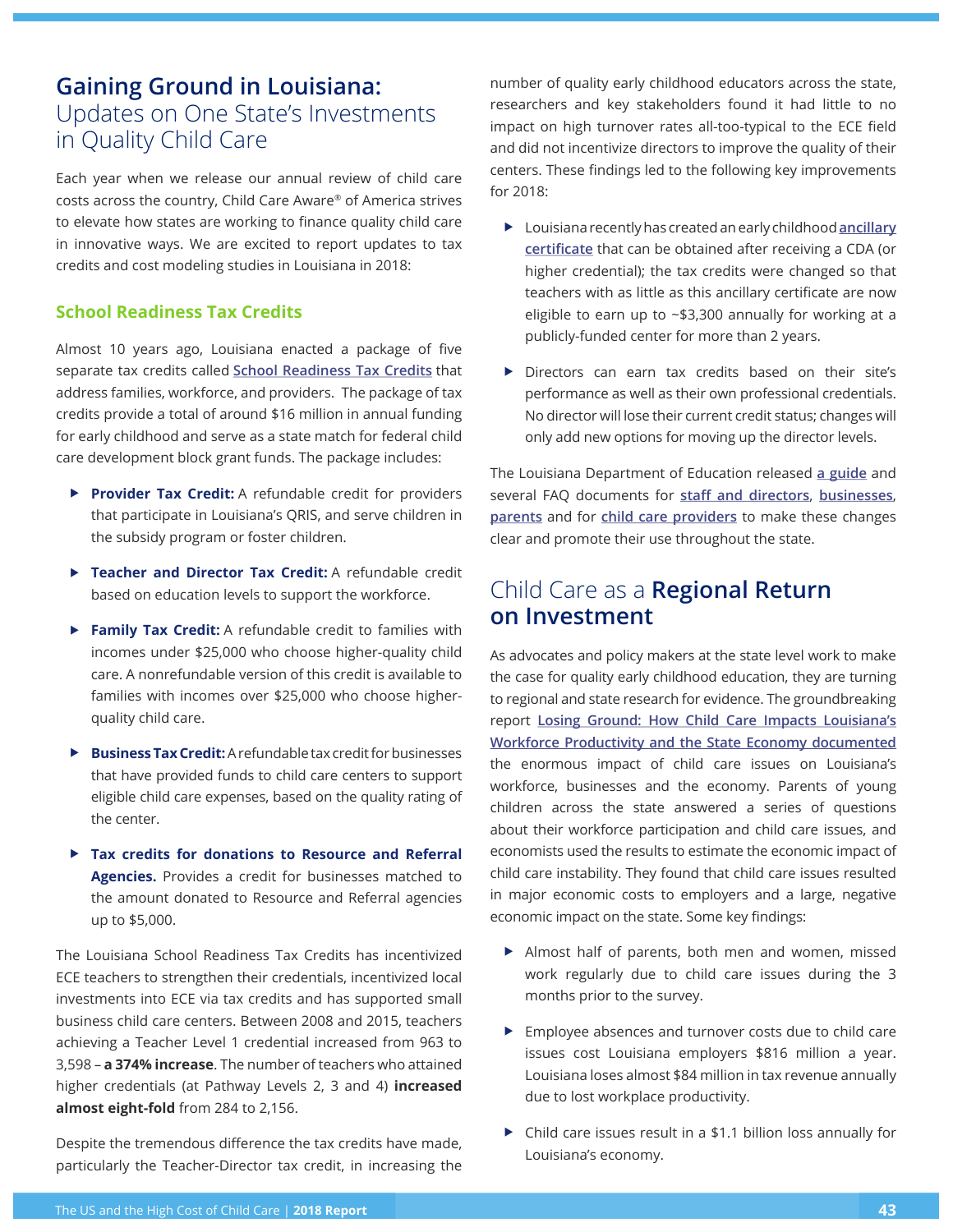# Gaining Ground in Louisiana: Updates on One State's Investments in Quality Child Care

Each year when we release our annual review of child care costs across the country, Child Care Aware® of America strives to elevate how states are working to finance quality child care in innovative ways. We are excited to report updates to tax credits and cost modeling studies in Louisiana in 2018:

### School Readiness Tax Credits

Almost 10 years ago, Louisiana enacted a package of five separate tax credits called School Readiness Tax Credits that address families, workforce, and providers. The package of tax credits provide a total of around $16 million in annual funding for early childhood and serve as a state match for federal child care development block grant funds. The package includes:

- **Provider Tax Credit:** A refundable credit for providers that participate in Louisiana's QRIS, and serve children in the subsidy program or foster children.
- **Teacher and Director Tax Credit:** A refundable credit based on education levels to support the workforce.
- **Family Tax Credit:** A refundable credit to families with incomes under $25,000 who choose higher-quality child care. A nonrefundable version of this credit is available to families with incomes over $25,000 who choose higher-quality child care.
- **Business Tax Credit:** A refundable tax credit for businesses that have provided funds to child care centers to support eligible child care expenses, based on the quality rating of the center.
- **Tax credits for donations to Resource and Referral Agencies.** Provides a credit for businesses matched to the amount donated to Resource and Referral agencies up to $5,000.

The Louisiana School Readiness Tax Credits has incentivized ECE teachers to strengthen their credentials, incentivized local investments into ECE via tax credits and has supported small business child care centers. Between 2008 and 2015, teachers achieving a Teacher Level 1 credential increased from 963 to 3,598 – **a 374% increase**. The number of teachers who attained higher credentials (at Pathway Levels 2, 3 and 4) **increased almost eight-fold** from 284 to 2,156.

Despite the tremendous difference the tax credits have made, particularly the Teacher-Director tax credit, in increasing the number of quality early childhood educators across the state, researchers and key stakeholders found it had little to no impact on high turnover rates all-too-typical to the ECE field and did not incentivize directors to improve the quality of their centers. These findings led to the following key improvements for 2018:

- Louisiana recently has created an early childhood ancillary certificate that can be obtained after receiving a CDA (or higher credential); the tax credits were changed so that teachers with as little as this ancillary certificate are now eligible to earn up to ~$3,300 annually for working at a publicly-funded center for more than 2 years.
- Directors can earn tax credits based on their site's performance as well as their own professional credentials. No director will lose their current credit status; changes will only add new options for moving up the director levels.

The Louisiana Department of Education released a guide and several FAQ documents for staff and directors, businesses, parents and for child care providers to make these changes clear and promote their use throughout the state.

## Child Care as a **Regional Return on Investment**

As advocates and policy makers at the state level work to make the case for quality early childhood education, they are turning to regional and state research for evidence. The groundbreaking report Losing Ground: How Child Care Impacts Louisiana's Workforce Productivity and the State Economy documented the enormous impact of child care issues on Louisiana's workforce, businesses and the economy. Parents of young children across the state answered a series of questions about their workforce participation and child care issues, and economists used the results to estimate the economic impact of child care instability. They found that child care issues resulted in major economic costs to employers and a large, negative economic impact on the state. Some key findings:

- Almost half of parents, both men and women, missed work regularly due to child care issues during the 3 months prior to the survey.
- Employee absences and turnover costs due to child care issues cost Louisiana employers $816 million a year. Louisiana loses almost $84 million in tax revenue annually due to lost workplace productivity.
- Child care issues result in a $1.1 billion loss annually for Louisiana's economy.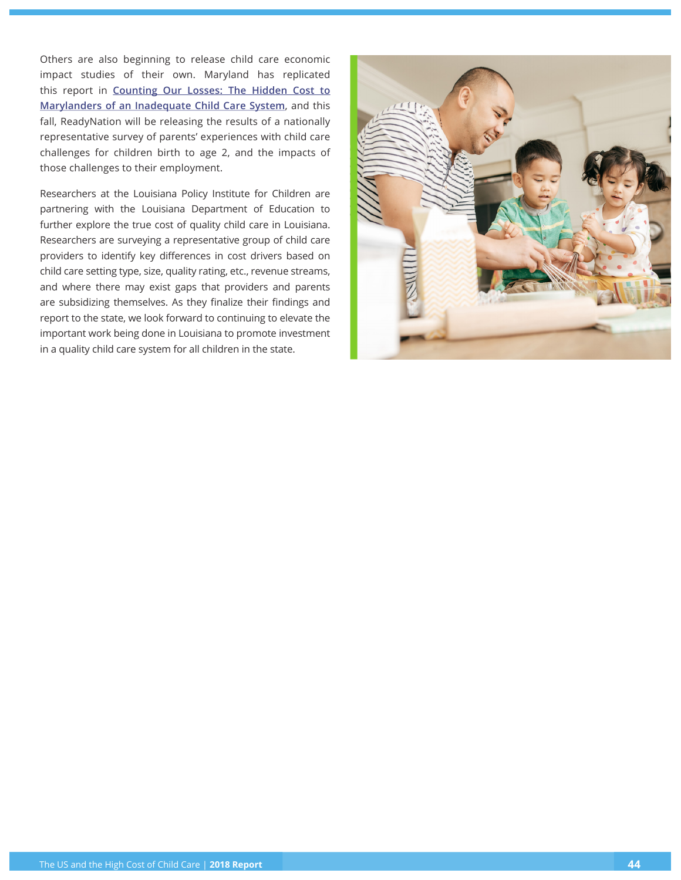Others are also beginning to release child care economic impact studies of their own. Maryland has replicated this report in Counting Our Losses: The Hidden Cost to Marylanders of an Inadequate Child Care System, and this fall, ReadyNation will be releasing the results of a nationally representative survey of parents' experiences with child care challenges for children birth to age 2, and the impacts of those challenges to their employment.

Researchers at the Louisiana Policy Institute for Children are partnering with the Louisiana Department of Education to further explore the true cost of quality child care in Louisiana. Researchers are surveying a representative group of child care providers to identify key differences in cost drivers based on child care setting type, size, quality rating, etc., revenue streams, and where there may exist gaps that providers and parents are subsidizing themselves. As they finalize their findings and report to the state, we look forward to continuing to elevate the important work being done in Louisiana to promote investment in a quality child care system for all children in the state.